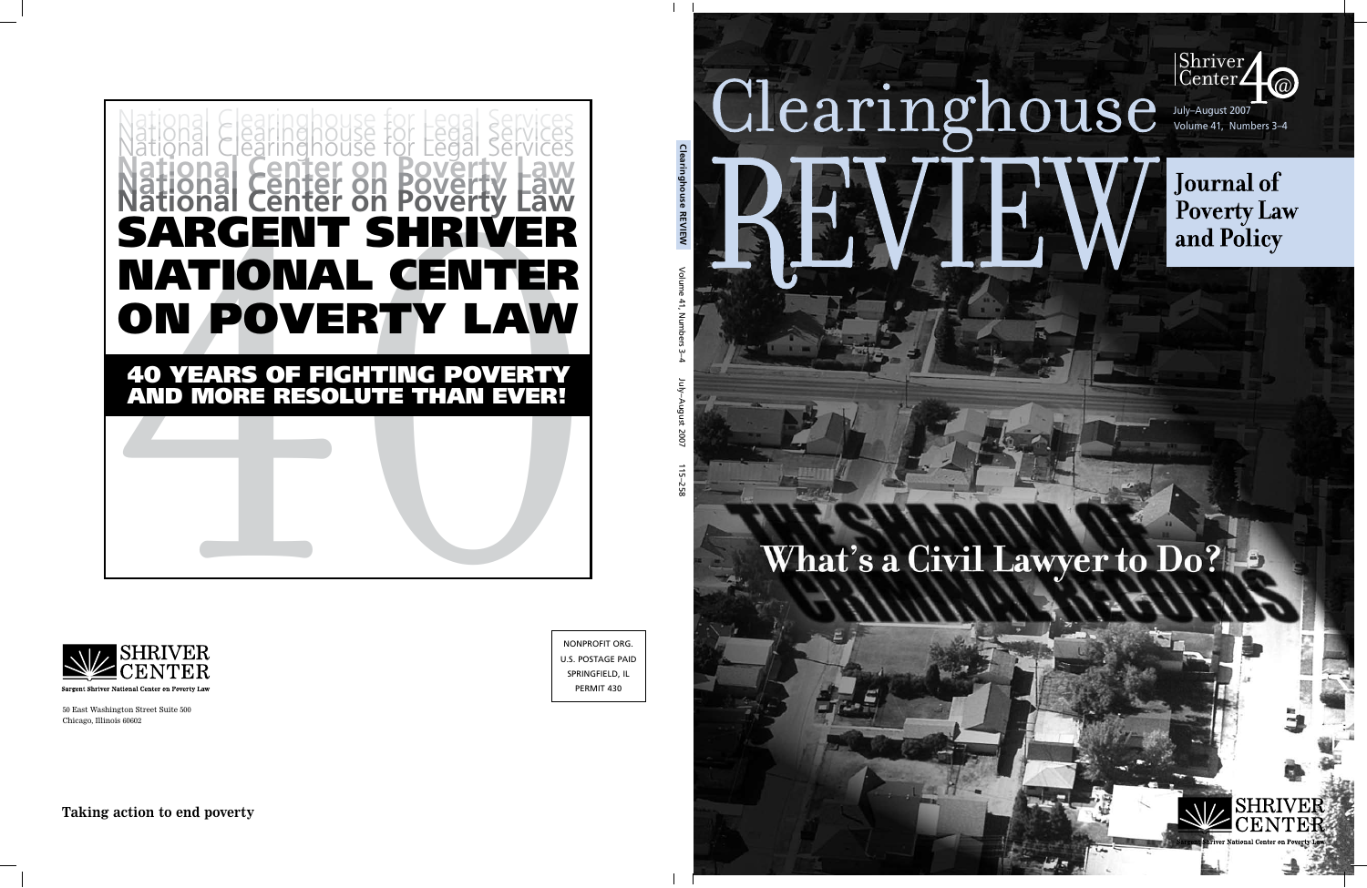National Clearinghouse for Legal Services
National Clearinghouse for Legal Services
National Clearinghouse for Legal Services

**National Center on Poverty Law**
**National Center on Poverty Law**
**National Center on Poverty Law**

# SARGENT SHRIVER NATIONAL CENTER ON POVERTY LAW

## 40 YEARS OF FIGHTING POVERTY AND MORE RESOLUTE THAN EVER!

SHRIVER CENTER
Sargent Shriver National Center on Poverty Law

50 East Washington Street Suite 500
Chicago, Illinois 60602

**Taking action to end poverty**

NONPROFIT ORG.
U.S. POSTAGE PAID
SPRINGFIELD, IL
PERMIT 430

**Clearinghouse REVIEW** Volume 41, Numbers 3–4 July–August 2007 115–258

# Clearinghouse REVIEW

Shriver Center 40

July–August 2007
Volume 41, Numbers 3–4

**Journal of Poverty Law and Policy**

# THE SHADOW OF CRIMINAL RECORDS

## What's a Civil Lawyer to Do?

SHRIVER CENTER
Sargent Shriver National Center on Poverty Law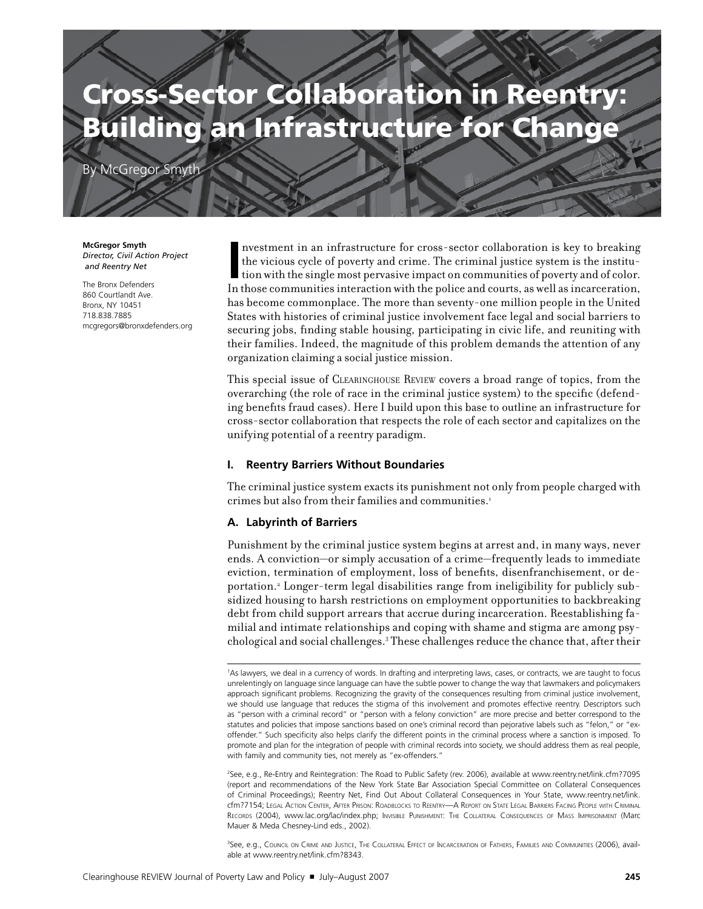# Cross-Sector Collaboration in Reentry: Building an Infrastructure for Change

By McGregor Smyth

**McGregor Smyth**
*Director, Civil Action Project and Reentry Net*

The Bronx Defenders
860 Courtlandt Ave.
Bronx, NY 10451
718.838.7885
mcgregors@bronxdefenders.org

Investment in an infrastructure for cross-sector collaboration is key to breaking the vicious cycle of poverty and crime. The criminal justice system is the institution with the single most pervasive impact on communities of poverty and of color. In those communities interaction with the police and courts, as well as incarceration, has become commonplace. The more than seventy-one million people in the United States with histories of criminal justice involvement face legal and social barriers to securing jobs, finding stable housing, participating in civic life, and reuniting with their families. Indeed, the magnitude of this problem demands the attention of any organization claiming a social justice mission.

This special issue of Clearinghouse Review covers a broad range of topics, from the overarching (the role of race in the criminal justice system) to the specific (defending benefits fraud cases). Here I build upon this base to outline an infrastructure for cross-sector collaboration that respects the role of each sector and capitalizes on the unifying potential of a reentry paradigm.

## I. Reentry Barriers Without Boundaries

The criminal justice system exacts its punishment not only from people charged with crimes but also from their families and communities.[1]

### A. Labyrinth of Barriers

Punishment by the criminal justice system begins at arrest and, in many ways, never ends. A conviction—or simply accusation of a crime—frequently leads to immediate eviction, termination of employment, loss of benefits, disenfranchisement, or deportation.[2] Longer-term legal disabilities range from ineligibility for publicly subsidized housing to harsh restrictions on employment opportunities to backbreaking debt from child support arrears that accrue during incarceration. Reestablishing familial and intimate relationships and coping with shame and stigma are among psychological and social challenges.[3] These challenges reduce the chance that, after their

---

[1] As lawyers, we deal in a currency of words. In drafting and interpreting laws, cases, or contracts, we are taught to focus unrelentingly on language since language can have the subtle power to change the way that lawmakers and policymakers approach significant problems. Recognizing the gravity of the consequences resulting from criminal justice involvement, we should use language that reduces the stigma of this involvement and promotes effective reentry. Descriptors such as "person with a criminal record" or "person with a felony conviction" are more precise and better correspond to the statutes and policies that impose sanctions based on one's criminal record than pejorative labels such as "felon," or "ex-offender." Such specificity also helps clarify the different points in the criminal process where a sanction is imposed. To promote and plan for the integration of people with criminal records into society, we should address them as real people, with family and community ties, not merely as "ex-offenders."

[2] See, e.g., Re-Entry and Reintegration: The Road to Public Safety (rev. 2006), available at www.reentry.net/link.cfm?7095 (report and recommendations of the New York State Bar Association Special Committee on Collateral Consequences of Criminal Proceedings); Reentry Net, Find Out About Collateral Consequences in Your State, www.reentry.net/link.cfm?7154; Legal Action Center, After Prison: Roadblocks to Reentry—A Report on State Legal Barriers Facing People with Criminal Records (2004), www.lac.org/lac/index.php; Invisible Punishment: The Collateral Consequences of Mass Imprisonment (Marc Mauer & Meda Chesney-Lind eds., 2002).

[3] See, e.g., Council on Crime and Justice, The Collateral Effect of Incarceration of Fathers, Families and Communities (2006), available at www.reentry.net/link.cfm?8343.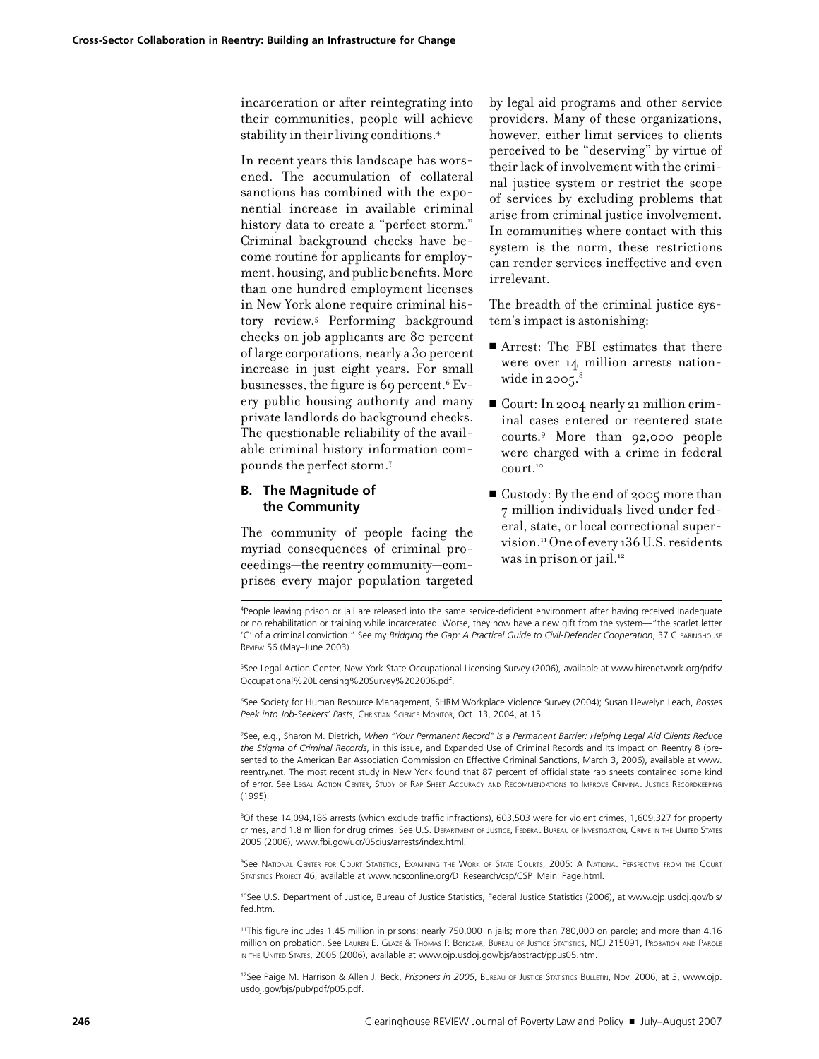incarceration or after reintegrating into their communities, people will achieve stability in their living conditions.[4]

In recent years this landscape has worsened. The accumulation of collateral sanctions has combined with the exponential increase in available criminal history data to create a "perfect storm." Criminal background checks have become routine for applicants for employment, housing, and public benefits. More than one hundred employment licenses in New York alone require criminal history review.[5] Performing background checks on job applicants are 80 percent of large corporations, nearly a 30 percent increase in just eight years. For small businesses, the figure is 69 percent.[6] Every public housing authority and many private landlords do background checks. The questionable reliability of the available criminal history information compounds the perfect storm.[7]

## B. The Magnitude of the Community

The community of people facing the myriad consequences of criminal proceedings—the reentry community—comprises every major population targeted by legal aid programs and other service providers. Many of these organizations, however, either limit services to clients perceived to be "deserving" by virtue of their lack of involvement with the criminal justice system or restrict the scope of services by excluding problems that arise from criminal justice involvement. In communities where contact with this system is the norm, these restrictions can render services ineffective and even irrelevant.

The breadth of the criminal justice system's impact is astonishing:

- Arrest: The FBI estimates that there were over 14 million arrests nationwide in 2005.[8]
- Court: In 2004 nearly 21 million criminal cases entered or reentered state courts.[9] More than 92,000 people were charged with a crime in federal court.[10]
- Custody: By the end of 2005 more than 7 million individuals lived under federal, state, or local correctional supervision.[11] One of every 136 U.S. residents was in prison or jail.[12]

---

[4]People leaving prison or jail are released into the same service-deficient environment after having received inadequate or no rehabilitation or training while incarcerated. Worse, they now have a new gift from the system—"the scarlet letter 'C' of a criminal conviction." See my *Bridging the Gap: A Practical Guide to Civil-Defender Cooperation*, 37 Clearinghouse Review 56 (May–June 2003).

[5]See Legal Action Center, New York State Occupational Licensing Survey (2006), available at www.hirenetwork.org/pdfs/Occupational%20Licensing%20Survey%202006.pdf.

[6]See Society for Human Resource Management, SHRM Workplace Violence Survey (2004); Susan Llewelyn Leach, *Bosses Peek into Job-Seekers' Pasts*, Christian Science Monitor, Oct. 13, 2004, at 15.

[7]See, e.g., Sharon M. Dietrich, *When "Your Permanent Record" Is a Permanent Barrier: Helping Legal Aid Clients Reduce the Stigma of Criminal Records*, in this issue, and Expanded Use of Criminal Records and Its Impact on Reentry 8 (presented to the American Bar Association Commission on Effective Criminal Sanctions, March 3, 2006), available at www.reentry.net. The most recent study in New York found that 87 percent of official state rap sheets contained some kind of error. See Legal Action Center, Study of Rap Sheet Accuracy and Recommendations to Improve Criminal Justice Recordkeeping (1995).

[8]Of these 14,094,186 arrests (which exclude traffic infractions), 603,503 were for violent crimes, 1,609,327 for property crimes, and 1.8 million for drug crimes. See U.S. Department of Justice, Federal Bureau of Investigation, Crime in the United States 2005 (2006), www.fbi.gov/ucr/05cius/arrests/index.html.

[9]See National Center for Court Statistics, Examining the Work of State Courts, 2005: A National Perspective from the Court Statistics Project 46, available at www.ncsconline.org/D_Research/csp/CSP_Main_Page.html.

[10]See U.S. Department of Justice, Bureau of Justice Statistics, Federal Justice Statistics (2006), at www.ojp.usdoj.gov/bjs/fed.htm.

[11]This figure includes 1.45 million in prisons; nearly 750,000 in jails; more than 780,000 on parole; and more than 4.16 million on probation. See Lauren E. Glaze & Thomas P. Bonczar, Bureau of Justice Statistics, NCJ 215091, Probation and Parole in the United States, 2005 (2006), available at www.ojp.usdoj.gov/bjs/abstract/ppus05.htm.

[12]See Paige M. Harrison & Allen J. Beck, *Prisoners in 2005*, Bureau of Justice Statistics Bulletin, Nov. 2006, at 3, www.ojp.usdoj.gov/bjs/pub/pdf/p05.pdf.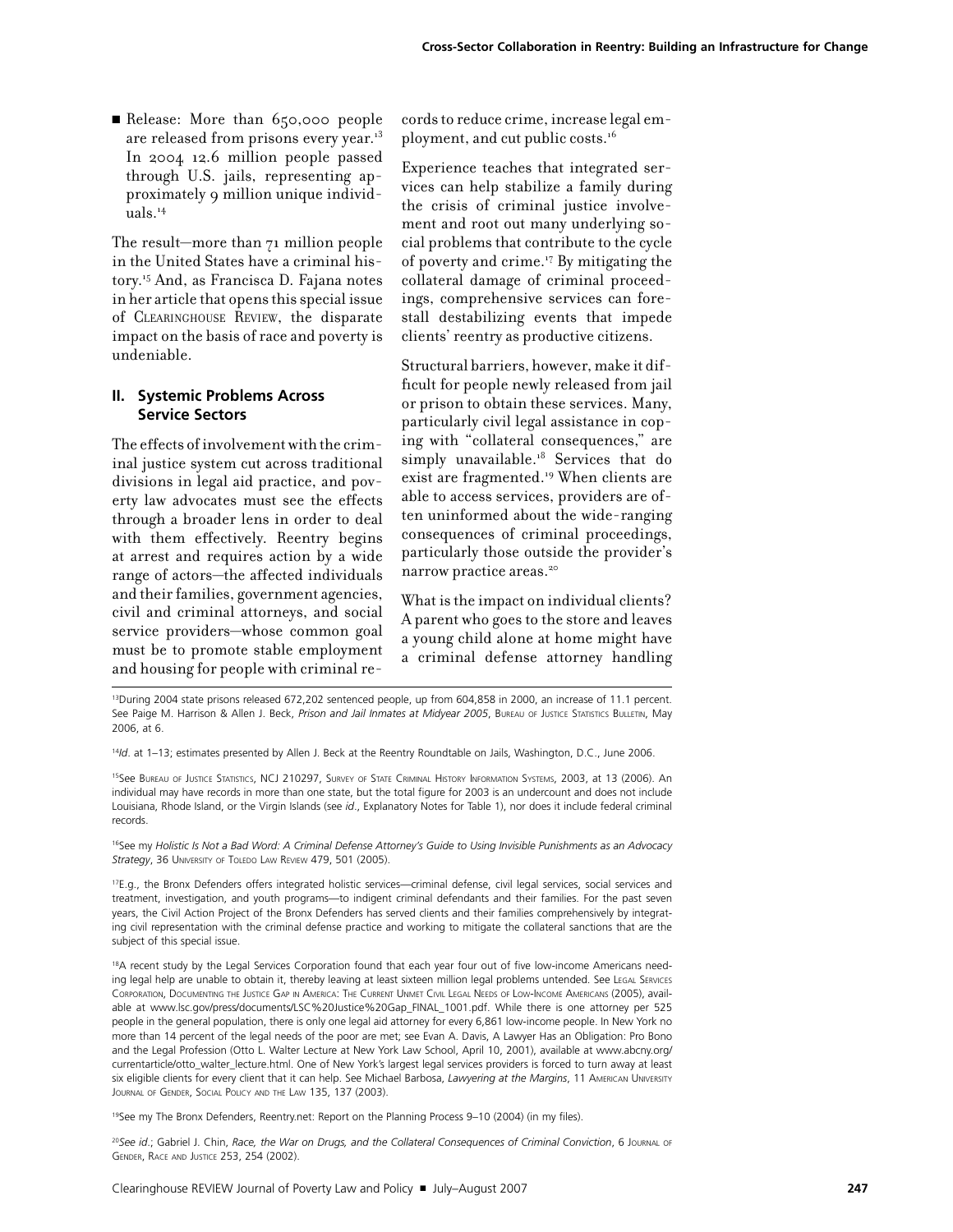- Release: More than 650,000 people are released from prisons every year.[13] In 2004 12.6 million people passed through U.S. jails, representing approximately 9 million unique individuals.[14]

The result—more than 71 million people in the United States have a criminal history.[15] And, as Francisca D. Fajana notes in her article that opens this special issue of CLEARINGHOUSE REVIEW, the disparate impact on the basis of race and poverty is undeniable.

## II. Systemic Problems Across Service Sectors

The effects of involvement with the criminal justice system cut across traditional divisions in legal aid practice, and poverty law advocates must see the effects through a broader lens in order to deal with them effectively. Reentry begins at arrest and requires action by a wide range of actors—the affected individuals and their families, government agencies, civil and criminal attorneys, and social service providers—whose common goal must be to promote stable employment and housing for people with criminal records to reduce crime, increase legal employment, and cut public costs.[16]

Experience teaches that integrated services can help stabilize a family during the crisis of criminal justice involvement and root out many underlying social problems that contribute to the cycle of poverty and crime.[17] By mitigating the collateral damage of criminal proceedings, comprehensive services can forestall destabilizing events that impede clients' reentry as productive citizens.

Structural barriers, however, make it difficult for people newly released from jail or prison to obtain these services. Many, particularly civil legal assistance in coping with "collateral consequences," are simply unavailable.[18] Services that do exist are fragmented.[19] When clients are able to access services, providers are often uninformed about the wide-ranging consequences of criminal proceedings, particularly those outside the provider's narrow practice areas.[20]

What is the impact on individual clients? A parent who goes to the store and leaves a young child alone at home might have a criminal defense attorney handling

---

[13]During 2004 state prisons released 672,202 sentenced people, up from 604,858 in 2000, an increase of 11.1 percent. See Paige M. Harrison & Allen J. Beck, *Prison and Jail Inmates at Midyear 2005*, BUREAU OF JUSTICE STATISTICS BULLETIN, May 2006, at 6.

[14]*Id*. at 1–13; estimates presented by Allen J. Beck at the Reentry Roundtable on Jails, Washington, D.C., June 2006.

[15]See BUREAU OF JUSTICE STATISTICS, NCJ 210297, SURVEY OF STATE CRIMINAL HISTORY INFORMATION SYSTEMS, 2003, at 13 (2006). An individual may have records in more than one state, but the total figure for 2003 is an undercount and does not include Louisiana, Rhode Island, or the Virgin Islands (see *id*., Explanatory Notes for Table 1), nor does it include federal criminal records.

[16]See my *Holistic Is Not a Bad Word: A Criminal Defense Attorney's Guide to Using Invisible Punishments as an Advocacy Strategy*, 36 UNIVERSITY OF TOLEDO LAW REVIEW 479, 501 (2005).

[17]E.g., the Bronx Defenders offers integrated holistic services—criminal defense, civil legal services, social services and treatment, investigation, and youth programs—to indigent criminal defendants and their families. For the past seven years, the Civil Action Project of the Bronx Defenders has served clients and their families comprehensively by integrating civil representation with the criminal defense practice and working to mitigate the collateral sanctions that are the subject of this special issue.

[18]A recent study by the Legal Services Corporation found that each year four out of five low-income Americans needing legal help are unable to obtain it, thereby leaving at least sixteen million legal problems untended. See LEGAL SERVICES CORPORATION, DOCUMENTING THE JUSTICE GAP IN AMERICA: THE CURRENT UNMET CIVIL LEGAL NEEDS OF LOW-INCOME AMERICANS (2005), available at www.lsc.gov/press/documents/LSC%20Justice%20Gap_FINAL_1001.pdf. While there is one attorney per 525 people in the general population, there is only one legal aid attorney for every 6,861 low-income people. In New York no more than 14 percent of the legal needs of the poor are met; see Evan A. Davis, A Lawyer Has an Obligation: Pro Bono and the Legal Profession (Otto L. Walter Lecture at New York Law School, April 10, 2001), available at www.abcny.org/currentarticle/otto_walter_lecture.html. One of New York's largest legal services providers is forced to turn away at least six eligible clients for every client that it can help. See Michael Barbosa, *Lawyering at the Margins*, 11 AMERICAN UNIVERSITY JOURNAL OF GENDER, SOCIAL POLICY AND THE LAW 135, 137 (2003).

[19]See my The Bronx Defenders, Reentry.net: Report on the Planning Process 9–10 (2004) (in my files).

[20]*See id*.; Gabriel J. Chin, *Race, the War on Drugs, and the Collateral Consequences of Criminal Conviction*, 6 JOURNAL OF GENDER, RACE AND JUSTICE 253, 254 (2002).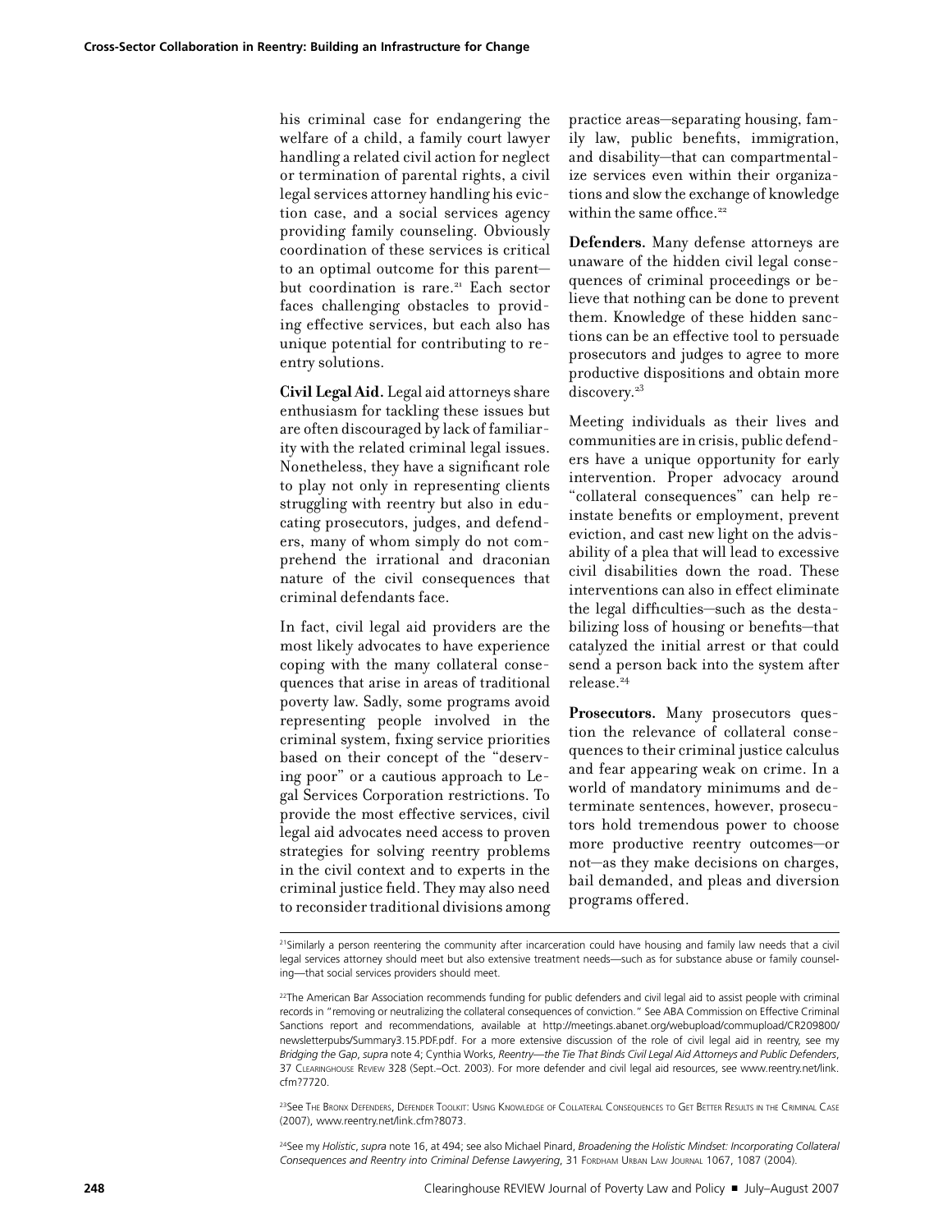his criminal case for endangering the welfare of a child, a family court lawyer handling a related civil action for neglect or termination of parental rights, a civil legal services attorney handling his eviction case, and a social services agency providing family counseling. Obviously coordination of these services is critical to an optimal outcome for this parent—but coordination is rare.[21] Each sector faces challenging obstacles to providing effective services, but each also has unique potential for contributing to reentry solutions.

**Civil Legal Aid.** Legal aid attorneys share enthusiasm for tackling these issues but are often discouraged by lack of familiarity with the related criminal legal issues. Nonetheless, they have a significant role to play not only in representing clients struggling with reentry but also in educating prosecutors, judges, and defenders, many of whom simply do not comprehend the irrational and draconian nature of the civil consequences that criminal defendants face.

In fact, civil legal aid providers are the most likely advocates to have experience coping with the many collateral consequences that arise in areas of traditional poverty law. Sadly, some programs avoid representing people involved in the criminal system, fixing service priorities based on their concept of the "deserving poor" or a cautious approach to Legal Services Corporation restrictions. To provide the most effective services, civil legal aid advocates need access to proven strategies for solving reentry problems in the civil context and to experts in the criminal justice field. They may also need to reconsider traditional divisions among practice areas—separating housing, family law, public benefits, immigration, and disability—that can compartmentalize services even within their organizations and slow the exchange of knowledge within the same office.[22]

**Defenders.** Many defense attorneys are unaware of the hidden civil legal consequences of criminal proceedings or believe that nothing can be done to prevent them. Knowledge of these hidden sanctions can be an effective tool to persuade prosecutors and judges to agree to more productive dispositions and obtain more discovery.[23]

Meeting individuals as their lives and communities are in crisis, public defenders have a unique opportunity for early intervention. Proper advocacy around "collateral consequences" can help reinstate benefits or employment, prevent eviction, and cast new light on the advisability of a plea that will lead to excessive civil disabilities down the road. These interventions can also in effect eliminate the legal difficulties—such as the destabilizing loss of housing or benefits—that catalyzed the initial arrest or that could send a person back into the system after release.[24]

**Prosecutors.** Many prosecutors question the relevance of collateral consequences to their criminal justice calculus and fear appearing weak on crime. In a world of mandatory minimums and determinate sentences, however, prosecutors hold tremendous power to choose more productive reentry outcomes—or not—as they make decisions on charges, bail demanded, and pleas and diversion programs offered.

---

[21] Similarly a person reentering the community after incarceration could have housing and family law needs that a civil legal services attorney should meet but also extensive treatment needs—such as for substance abuse or family counseling—that social services providers should meet.

[22] The American Bar Association recommends funding for public defenders and civil legal aid to assist people with criminal records in "removing or neutralizing the collateral consequences of conviction." See ABA Commission on Effective Criminal Sanctions report and recommendations, available at http://meetings.abanet.org/webupload/commupload/CR209800/newsletterpubs/Summary3.15.PDF.pdf. For a more extensive discussion of the role of civil legal aid in reentry, see my *Bridging the Gap*, *supra* note 4; Cynthia Works, *Reentry—the Tie That Binds Civil Legal Aid Attorneys and Public Defenders*, 37 Clearinghouse Review 328 (Sept.–Oct. 2003). For more defender and civil legal aid resources, see www.reentry.net/link.cfm?7720.

[23] See The Bronx Defenders, Defender Toolkit: Using Knowledge of Collateral Consequences to Get Better Results in the Criminal Case (2007), www.reentry.net/link.cfm?8073.

[24] See my *Holistic*, *supra* note 16, at 494; see also Michael Pinard, *Broadening the Holistic Mindset: Incorporating Collateral Consequences and Reentry into Criminal Defense Lawyering*, 31 Fordham Urban Law Journal 1067, 1087 (2004).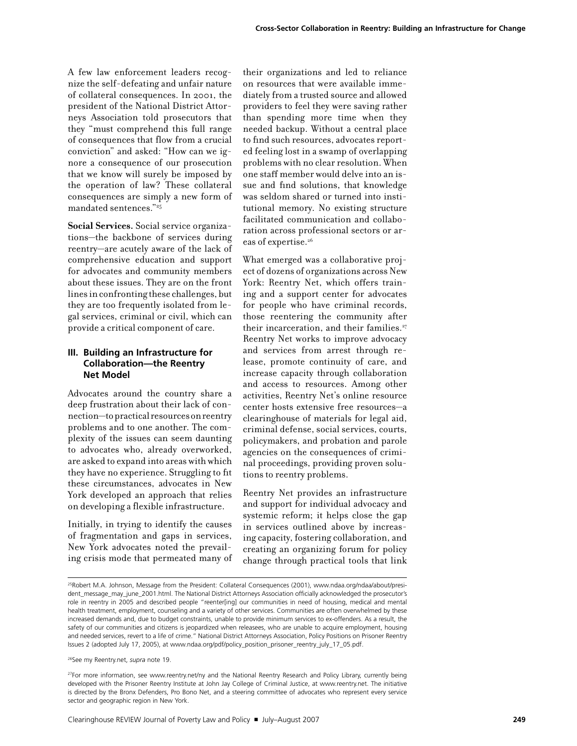A few law enforcement leaders recognize the self-defeating and unfair nature of collateral consequences. In 2001, the president of the National District Attorneys Association told prosecutors that they "must comprehend this full range of consequences that flow from a crucial conviction" and asked: "How can we ignore a consequence of our prosecution that we know will surely be imposed by the operation of law? These collateral consequences are simply a new form of mandated sentences."[25]

**Social Services.** Social service organizations—the backbone of services during reentry—are acutely aware of the lack of comprehensive education and support for advocates and community members about these issues. They are on the front lines in confronting these challenges, but they are too frequently isolated from legal services, criminal or civil, which can provide a critical component of care.

### III. Building an Infrastructure for Collaboration—the Reentry Net Model

Advocates around the country share a deep frustration about their lack of connection—to practical resources on reentry problems and to one another. The complexity of the issues can seem daunting to advocates who, already overworked, are asked to expand into areas with which they have no experience. Struggling to fit these circumstances, advocates in New York developed an approach that relies on developing a flexible infrastructure.

Initially, in trying to identify the causes of fragmentation and gaps in services, New York advocates noted the prevailing crisis mode that permeated many of their organizations and led to reliance on resources that were available immediately from a trusted source and allowed providers to feel they were saving rather than spending more time when they needed backup. Without a central place to find such resources, advocates reported feeling lost in a swamp of overlapping problems with no clear resolution. When one staff member would delve into an issue and find solutions, that knowledge was seldom shared or turned into institutional memory. No existing structure facilitated communication and collaboration across professional sectors or areas of expertise.[26]

What emerged was a collaborative project of dozens of organizations across New York: Reentry Net, which offers training and a support center for advocates for people who have criminal records, those reentering the community after their incarceration, and their families.[27] Reentry Net works to improve advocacy and services from arrest through release, promote continuity of care, and increase capacity through collaboration and access to resources. Among other activities, Reentry Net's online resource center hosts extensive free resources—a clearinghouse of materials for legal aid, criminal defense, social services, courts, policymakers, and probation and parole agencies on the consequences of criminal proceedings, providing proven solutions to reentry problems.

Reentry Net provides an infrastructure and support for individual advocacy and systemic reform; it helps close the gap in services outlined above by increasing capacity, fostering collaboration, and creating an organizing forum for policy change through practical tools that link

---

[25] Robert M.A. Johnson, Message from the President: Collateral Consequences (2001), www.ndaa.org/ndaa/about/president_message_may_june_2001.html. The National District Attorneys Association officially acknowledged the prosecutor's role in reentry in 2005 and described people "reenter[ing] our communities in need of housing, medical and mental health treatment, employment, counseling and a variety of other services. Communities are often overwhelmed by these increased demands and, due to budget constraints, unable to provide minimum services to ex-offenders. As a result, the safety of our communities and citizens is jeopardized when releasees, who are unable to acquire employment, housing and needed services, revert to a life of crime." National District Attorneys Association, Policy Positions on Prisoner Reentry Issues 2 (adopted July 17, 2005), at www.ndaa.org/pdf/policy_position_prisoner_reentry_july_17_05.pdf.

[26] See my Reentry.net, *supra* note 19.

[27] For more information, see www.reentry.net/ny and the National Reentry Research and Policy Library, currently being developed with the Prisoner Reentry Institute at John Jay College of Criminal Justice, at www.reentry.net. The initiative is directed by the Bronx Defenders, Pro Bono Net, and a steering committee of advocates who represent every service sector and geographic region in New York.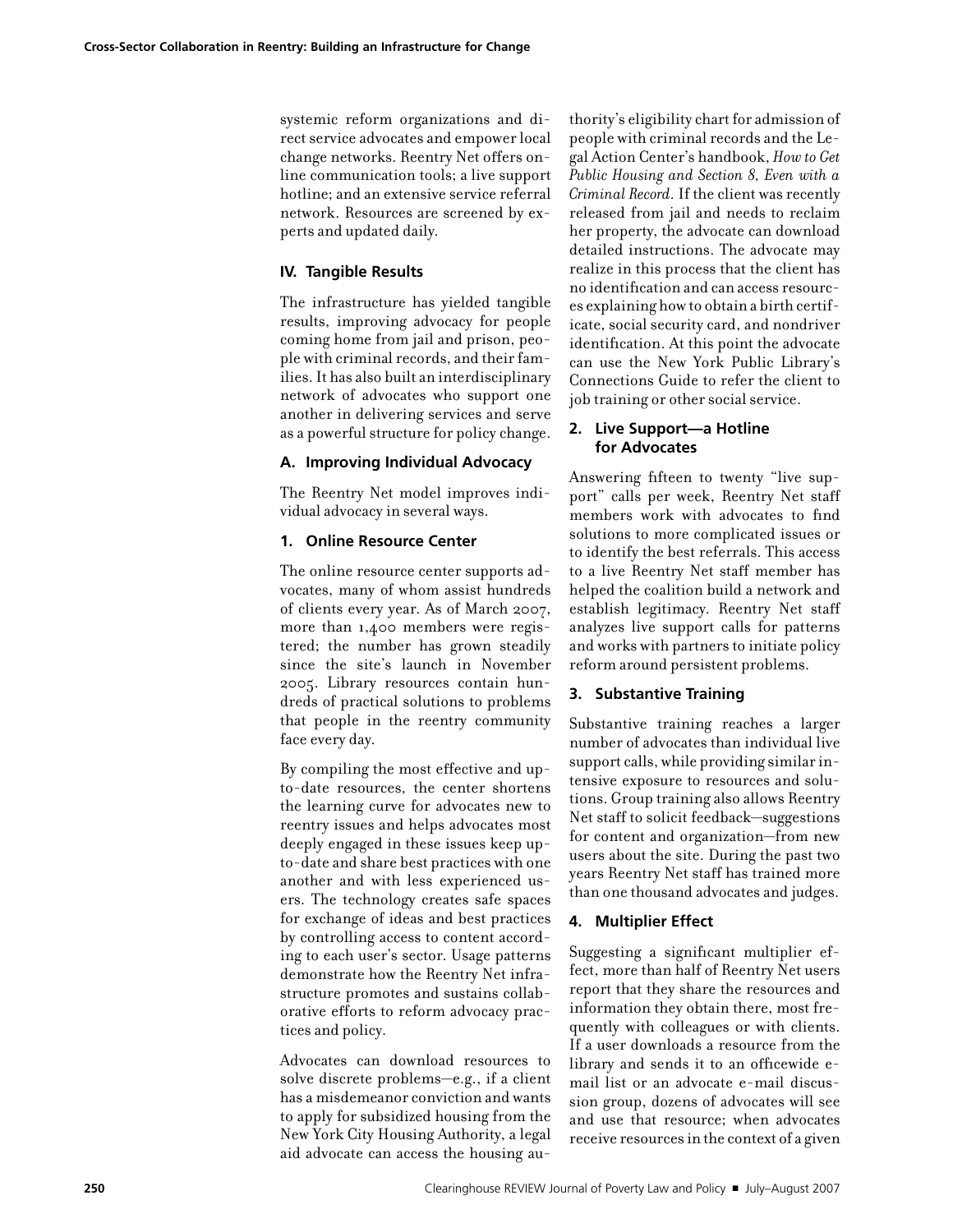systemic reform organizations and direct service advocates and empower local change networks. Reentry Net offers online communication tools; a live support hotline; and an extensive service referral network. Resources are screened by experts and updated daily.

## IV. Tangible Results

The infrastructure has yielded tangible results, improving advocacy for people coming home from jail and prison, people with criminal records, and their families. It has also built an interdisciplinary network of advocates who support one another in delivering services and serve as a powerful structure for policy change.

### A. Improving Individual Advocacy

The Reentry Net model improves individual advocacy in several ways.

#### 1. Online Resource Center

The online resource center supports advocates, many of whom assist hundreds of clients every year. As of March 2007, more than 1,400 members were registered; the number has grown steadily since the site's launch in November 2005. Library resources contain hundreds of practical solutions to problems that people in the reentry community face every day.

By compiling the most effective and up-to-date resources, the center shortens the learning curve for advocates new to reentry issues and helps advocates most deeply engaged in these issues keep up-to-date and share best practices with one another and with less experienced users. The technology creates safe spaces for exchange of ideas and best practices by controlling access to content according to each user's sector. Usage patterns demonstrate how the Reentry Net infrastructure promotes and sustains collaborative efforts to reform advocacy practices and policy.

Advocates can download resources to solve discrete problems—e.g., if a client has a misdemeanor conviction and wants to apply for subsidized housing from the New York City Housing Authority, a legal aid advocate can access the housing authority's eligibility chart for admission of people with criminal records and the Legal Action Center's handbook, *How to Get Public Housing and Section 8, Even with a Criminal Record.* If the client was recently released from jail and needs to reclaim her property, the advocate can download detailed instructions. The advocate may realize in this process that the client has no identification and can access resources explaining how to obtain a birth certificate, social security card, and nondriver identification. At this point the advocate can use the New York Public Library's Connections Guide to refer the client to job training or other social service.

#### 2. Live Support—a Hotline for Advocates

Answering fifteen to twenty "live support" calls per week, Reentry Net staff members work with advocates to find solutions to more complicated issues or to identify the best referrals. This access to a live Reentry Net staff member has helped the coalition build a network and establish legitimacy. Reentry Net staff analyzes live support calls for patterns and works with partners to initiate policy reform around persistent problems.

#### 3. Substantive Training

Substantive training reaches a larger number of advocates than individual live support calls, while providing similar intensive exposure to resources and solutions. Group training also allows Reentry Net staff to solicit feedback—suggestions for content and organization—from new users about the site. During the past two years Reentry Net staff has trained more than one thousand advocates and judges.

#### 4. Multiplier Effect

Suggesting a significant multiplier effect, more than half of Reentry Net users report that they share the resources and information they obtain there, most frequently with colleagues or with clients. If a user downloads a resource from the library and sends it to an officewide e-mail list or an advocate e-mail discussion group, dozens of advocates will see and use that resource; when advocates receive resources in the context of a given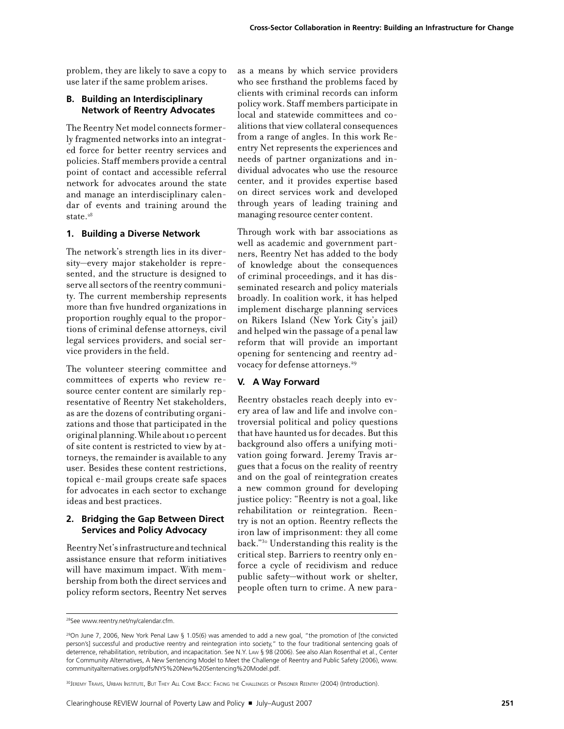problem, they are likely to save a copy to use later if the same problem arises.

### B. Building an Interdisciplinary Network of Reentry Advocates

The Reentry Net model connects formerly fragmented networks into an integrated force for better reentry services and policies. Staff members provide a central point of contact and accessible referral network for advocates around the state and manage an interdisciplinary calendar of events and training around the state.[28]

#### 1. Building a Diverse Network

The network's strength lies in its diversity—every major stakeholder is represented, and the structure is designed to serve all sectors of the reentry community. The current membership represents more than five hundred organizations in proportion roughly equal to the proportions of criminal defense attorneys, civil legal services providers, and social service providers in the field.

The volunteer steering committee and committees of experts who review resource center content are similarly representative of Reentry Net stakeholders, as are the dozens of contributing organizations and those that participated in the original planning. While about 10 percent of site content is restricted to view by attorneys, the remainder is available to any user. Besides these content restrictions, topical e-mail groups create safe spaces for advocates in each sector to exchange ideas and best practices.

#### 2. Bridging the Gap Between Direct Services and Policy Advocacy

Reentry Net's infrastructure and technical assistance ensure that reform initiatives will have maximum impact. With membership from both the direct services and policy reform sectors, Reentry Net serves as a means by which service providers who see firsthand the problems faced by clients with criminal records can inform policy work. Staff members participate in local and statewide committees and coalitions that view collateral consequences from a range of angles. In this work Reentry Net represents the experiences and needs of partner organizations and individual advocates who use the resource center, and it provides expertise based on direct services work and developed through years of leading training and managing resource center content.

Through work with bar associations as well as academic and government partners, Reentry Net has added to the body of knowledge about the consequences of criminal proceedings, and it has disseminated research and policy materials broadly. In coalition work, it has helped implement discharge planning services on Rikers Island (New York City's jail) and helped win the passage of a penal law reform that will provide an important opening for sentencing and reentry advocacy for defense attorneys.[29]

## V. A Way Forward

Reentry obstacles reach deeply into every area of law and life and involve controversial political and policy questions that have haunted us for decades. But this background also offers a unifying motivation going forward. Jeremy Travis argues that a focus on the reality of reentry and on the goal of reintegration creates a new common ground for developing justice policy: "Reentry is not a goal, like rehabilitation or reintegration. Reentry is not an option. Reentry reflects the iron law of imprisonment: they all come back."[30] Understanding this reality is the critical step. Barriers to reentry only enforce a cycle of recidivism and reduce public safety—without work or shelter, people often turn to crime. A new para-

---

[28] See www.reentry.net/ny/calendar.cfm.

[29] On June 7, 2006, New York Penal Law § 1.05(6) was amended to add a new goal, "the promotion of [the convicted person's] successful and productive reentry and reintegration into society," to the four traditional sentencing goals of deterrence, rehabilitation, retribution, and incapacitation. See N.Y. Law § 98 (2006). See also Alan Rosenthal et al., Center for Community Alternatives, A New Sentencing Model to Meet the Challenge of Reentry and Public Safety (2006), www.communityalternatives.org/pdfs/NYS%20New%20Sentencing%20Model.pdf.

[30] Jeremy Travis, Urban Institute, But They All Come Back: Facing the Challenges of Prisoner Reentry (2004) (Introduction).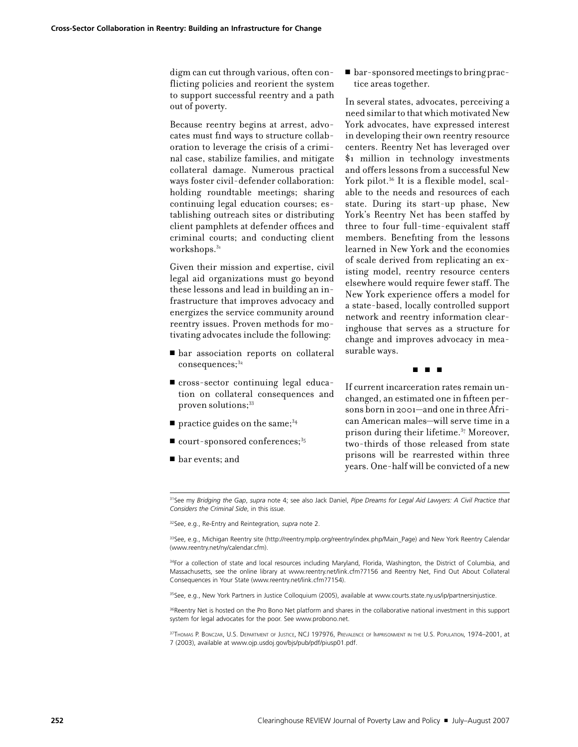digm can cut through various, often conflicting policies and reorient the system to support successful reentry and a path out of poverty.

Because reentry begins at arrest, advocates must find ways to structure collaboration to leverage the crisis of a criminal case, stabilize families, and mitigate collateral damage. Numerous practical ways foster civil-defender collaboration: holding roundtable meetings; sharing continuing legal education courses; establishing outreach sites or distributing client pamphlets at defender offices and criminal courts; and conducting client workshops.[31]

Given their mission and expertise, civil legal aid organizations must go beyond these lessons and lead in building an infrastructure that improves advocacy and energizes the service community around reentry issues. Proven methods for motivating advocates include the following:

- bar association reports on collateral consequences;[32]
- cross-sector continuing legal education on collateral consequences and proven solutions;[33]
- practice guides on the same;[34]
- court-sponsored conferences;[35]
- bar events; and
- bar-sponsored meetings to bring practice areas together.

In several states, advocates, perceiving a need similar to that which motivated New York advocates, have expressed interest in developing their own reentry resource centers. Reentry Net has leveraged over $1 million in technology investments and offers lessons from a successful New York pilot.[36] It is a flexible model, scalable to the needs and resources of each state. During its start-up phase, New York's Reentry Net has been staffed by three to four full-time-equivalent staff members. Benefiting from the lessons learned in New York and the economies of scale derived from replicating an existing model, reentry resource centers elsewhere would require fewer staff. The New York experience offers a model for a state-based, locally controlled support network and reentry information clearinghouse that serves as a structure for change and improves advocacy in measurable ways.

■ ■ ■

If current incarceration rates remain unchanged, an estimated one in fifteen persons born in 2001—and one in three African American males—will serve time in a prison during their lifetime.[37] Moreover, two-thirds of those released from state prisons will be rearrested within three years. One-half will be convicted of a new

---

[31] See my *Bridging the Gap*, *supra* note 4; see also Jack Daniel, *Pipe Dreams for Legal Aid Lawyers: A Civil Practice that Considers the Criminal Side*, in this issue.

[32] See, e.g., Re-Entry and Reintegration*, supra* note 2.

[33] See, e.g., Michigan Reentry site (http://reentry.mplp.org/reentry/index.php/Main_Page) and New York Reentry Calendar (www.reentry.net/ny/calendar.cfm).

[34] For a collection of state and local resources including Maryland, Florida, Washington, the District of Columbia, and Massachusetts, see the online library at www.reentry.net/link.cfm?7156 and Reentry Net, Find Out About Collateral Consequences in Your State (www.reentry.net/link.cfm?7154).

[35] See, e.g., New York Partners in Justice Colloquium (2005), available at www.courts.state.ny.us/ip/partnersinjustice.

[36] Reentry Net is hosted on the Pro Bono Net platform and shares in the collaborative national investment in this support system for legal advocates for the poor. See www.probono.net.

[37] Thomas P. Bonczar, U.S. Department of Justice, NCJ 197976, Prevalence of Imprisonment in the U.S. Population, 1974–2001, at 7 (2003), available at www.ojp.usdoj.gov/bjs/pub/pdf/piusp01.pdf.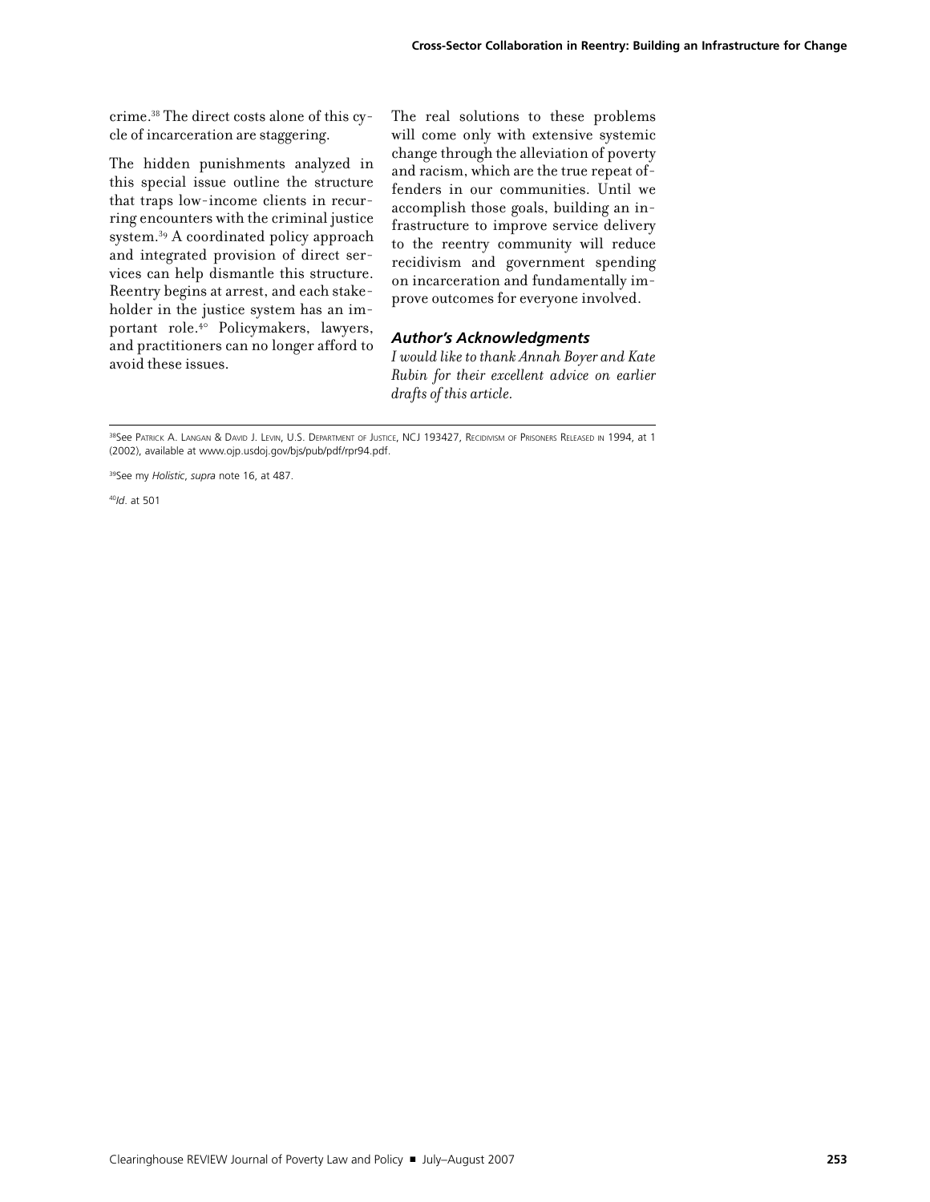crime.[38] The direct costs alone of this cycle of incarceration are staggering.

The hidden punishments analyzed in this special issue outline the structure that traps low-income clients in recurring encounters with the criminal justice system.[39] A coordinated policy approach and integrated provision of direct services can help dismantle this structure. Reentry begins at arrest, and each stakeholder in the justice system has an important role.[40] Policymakers, lawyers, and practitioners can no longer afford to avoid these issues.

The real solutions to these problems will come only with extensive systemic change through the alleviation of poverty and racism, which are the true repeat offenders in our communities. Until we accomplish those goals, building an infrastructure to improve service delivery to the reentry community will reduce recidivism and government spending on incarceration and fundamentally improve outcomes for everyone involved.

### *Author's Acknowledgments*

*I would like to thank Annah Boyer and Kate Rubin for their excellent advice on earlier drafts of this article.*

---

[38]See Patrick A. Langan & David J. Levin, U.S. Department of Justice, NCJ 193427, Recidivism of Prisoners Released in 1994, at 1 (2002), available at www.ojp.usdoj.gov/bjs/pub/pdf/rpr94.pdf.

[39]See my *Holistic*, *supra* note 16, at 487.

[40]*Id*. at 501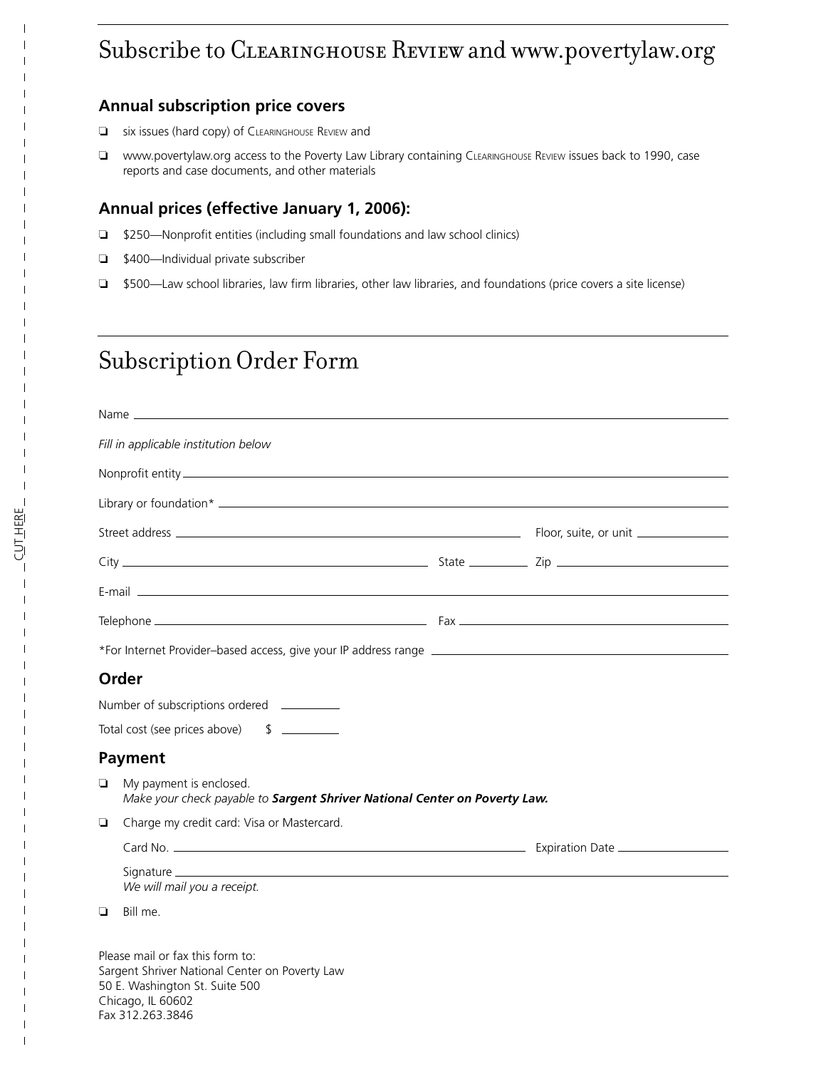# Subscribe to Clearinghouse Review and www.povertylaw.org

### Annual subscription price covers

- ❏ six issues (hard copy) of Clearinghouse Review and
- ❏ www.povertylaw.org access to the Poverty Law Library containing Clearinghouse Review issues back to 1990, case reports and case documents, and other materials

### Annual prices (effective January 1, 2006):

- ❏ $250—Nonprofit entities (including small foundations and law school clinics)
- ❏ $400—Individual private subscriber
- ❏ $500—Law school libraries, law firm libraries, other law libraries, and foundations (price covers a site license)

# Subscription Order Form

Name ____________________

*Fill in applicable institution below*

Nonprofit entity ____________________

Library or foundation* ____________________

Street address ____________________ Floor, suite, or unit ____________

City ____________________ State ________ Zip ____________

E-mail ____________________

Telephone ____________________ Fax ____________________

*For Internet Provider–based access, give your IP address range ____________________

### Order

Number of subscriptions ordered ________

Total cost (see prices above) $ ________

### Payment

- ❏ My payment is enclosed.
  *Make your check payable to* ***Sargent Shriver National Center on Poverty Law.***
- ❏ Charge my credit card: Visa or Mastercard.

  Card No. ____________________ Expiration Date ____________

  Signature ____________________
  *We will mail you a receipt.*
- ❏ Bill me.

Please mail or fax this form to:
Sargent Shriver National Center on Poverty Law
50 E. Washington St. Suite 500
Chicago, IL 60602
Fax 312.263.3846

CUT HERE